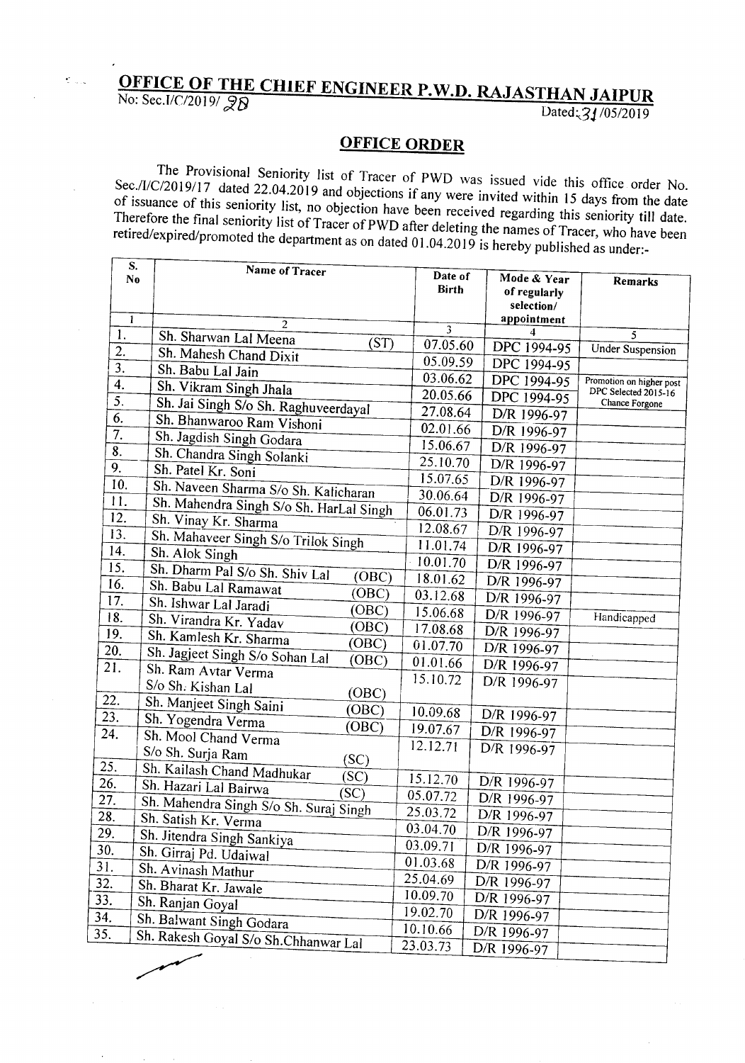# OFFICE OF THE CHIEF ENGINEER P.W.D. RAJASTHAN JAIPUR

No: Sec.I/C/2019/ 28 Dated: 31/05/2019

## OFFICE ORDER

The Provisional Seniority list of Tracer of PWD was issued vide this office order No. Sec./I/C/2019/17 dated 22.04.2019 and objections if any were invited within 15 days from the date of issuance of this seniority list, no objection have been received regarding this seniority till date. Therefore the final seniority list of Tracer of PWD after deleting the names of Tracer, who have been retired/expired/promoted the department as on dated 01.04.2019 is hereby published as under:-

| S. No | Name of Tracer | Date of Birth | Mode & Year of regularly selection/ appointment | Remarks |
|---|---|---|---|---|
| 1 | 2 | 3 | 4 | 5 |
| 1. | Sh. Sharwan Lal Meena (ST) | 07.05.60 | DPC 1994-95 | Under Suspension |
| 2. | Sh. Mahesh Chand Dixit | 05.09.59 | DPC 1994-95 | |
| 3. | Sh. Babu Lal Jain | 03.06.62 | DPC 1994-95 | Promotion on higher post DPC Selected 2015-16 Chance Forgone |
| 4. | Sh. Vikram Singh Jhala | 20.05.66 | DPC 1994-95 | |
| 5. | Sh. Jai Singh S/o Sh. Raghuveerdayal | 27.08.64 | D/R 1996-97 | |
| 6. | Sh. Bhanwaroo Ram Vishoni | 02.01.66 | D/R 1996-97 | |
| 7. | Sh. Jagdish Singh Godara | 15.06.67 | D/R 1996-97 | |
| 8. | Sh. Chandra Singh Solanki | 25.10.70 | D/R 1996-97 | |
| 9. | Sh. Patel Kr. Soni | 15.07.65 | D/R 1996-97 | |
| 10. | Sh. Naveen Sharma S/o Sh. Kalicharan | 30.06.64 | D/R 1996-97 | |
| 11. | Sh. Mahendra Singh S/o Sh. HarLal Singh | 06.01.73 | D/R 1996-97 | |
| 12. | Sh. Vinay Kr. Sharma | 12.08.67 | D/R 1996-97 | |
| 13. | Sh. Mahaveer Singh S/o Trilok Singh | 11.01.74 | D/R 1996-97 | |
| 14. | Sh. Alok Singh | 10.01.70 | D/R 1996-97 | |
| 15. | Sh. Dharm Pal S/o Sh. Shiv Lal (OBC) | 18.01.62 | D/R 1996-97 | |
| 16. | Sh. Babu Lal Ramawat (OBC) | 03.12.68 | D/R 1996-97 | |
| 17. | Sh. Ishwar Lal Jaradi (OBC) | 15.06.68 | D/R 1996-97 | Handicapped |
| 18. | Sh. Virandra Kr. Yadav (OBC) | 17.08.68 | D/R 1996-97 | |
| 19. | Sh. Kamlesh Kr. Sharma (OBC) | 01.07.70 | D/R 1996-97 | |
| 20. | Sh. Jagjeet Singh S/o Sohan Lal (OBC) | 01.01.66 | D/R 1996-97 | |
| 21. | Sh. Ram Avtar Verma S/o Sh. Kishan Lal (OBC) | 15.10.72 | D/R 1996-97 | |
| 22. | Sh. Manjeet Singh Saini (OBC) | 10.09.68 | D/R 1996-97 | |
| 23. | Sh. Yogendra Verma (OBC) | 19.07.67 | D/R 1996-97 | |
| 24. | Sh. Mool Chand Verma S/o Sh. Surja Ram (SC) | 12.12.71 | D/R 1996-97 | |
| 25. | Sh. Kailash Chand Madhukar (SC) | 15.12.70 | D/R 1996-97 | |
| 26. | Sh. Hazari Lal Bairwa (SC) | 05.07.72 | D/R 1996-97 | |
| 27. | Sh. Mahendra Singh S/o Sh. Suraj Singh | 25.03.72 | D/R 1996-97 | |
| 28. | Sh. Satish Kr. Verma | 03.04.70 | D/R 1996-97 | |
| 29. | Sh. Jitendra Singh Sankiya | 03.09.71 | D/R 1996-97 | |
| 30. | Sh. Girraj Pd. Udaiwal | 01.03.68 | D/R 1996-97 | |
| 31. | Sh. Avinash Mathur | 25.04.69 | D/R 1996-97 | |
| 32. | Sh. Bharat Kr. Jawale | 10.09.70 | D/R 1996-97 | |
| 33. | Sh. Ranjan Goyal | 19.02.70 | D/R 1996-97 | |
| 34. | Sh. Balwant Singh Godara | 10.10.66 | D/R 1996-97 | |
| 35. | Sh. Rakesh Goyal S/o Sh.Chhanwar Lal | 23.03.73 | D/R 1996-97 | |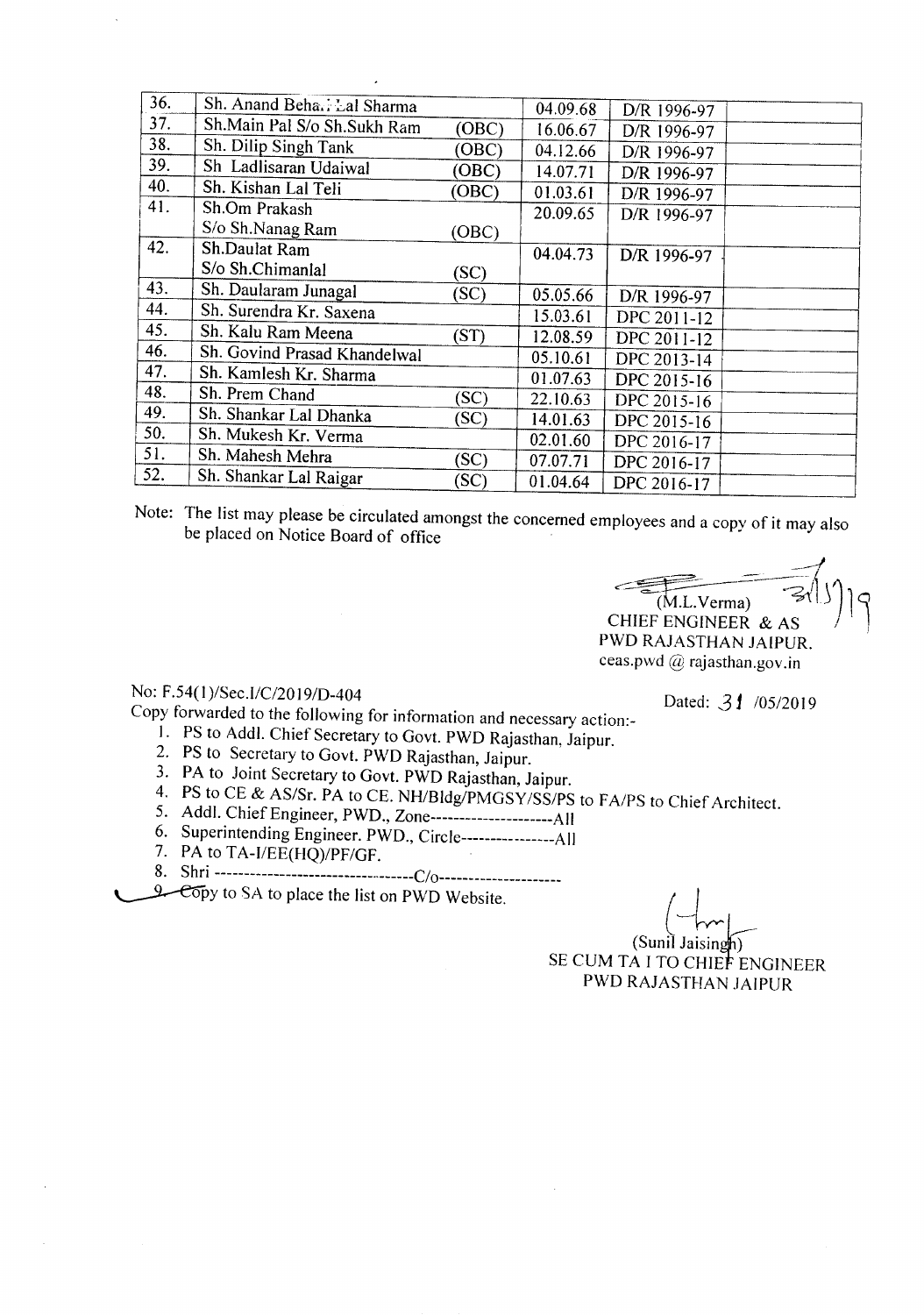| | | | | | |
|---|---|---|---|---|---|
| 36. | Sh. Anand Beha.: Lal Sharma | | 04.09.68 | D/R 1996-97 | |
| 37. | Sh.Main Pal S/o Sh.Sukh Ram | (OBC) | 16.06.67 | D/R 1996-97 | |
| 38. | Sh. Dilip Singh Tank | (OBC) | 04.12.66 | D/R 1996-97 | |
| 39. | Sh Ladlisaran Udaiwal | (OBC) | 14.07.71 | D/R 1996-97 | |
| 40. | Sh. Kishan Lal Teli | (OBC) | 01.03.61 | D/R 1996-97 | |
| 41. | Sh.Om Prakash S/o Sh.Nanag Ram | (OBC) | 20.09.65 | D/R 1996-97 | |
| 42. | Sh.Daulat Ram S/o Sh.Chimanlal | (SC) | 04.04.73 | D/R 1996-97 | |
| 43. | Sh. Daularam Junagal | (SC) | 05.05.66 | D/R 1996-97 | |
| 44. | Sh. Surendra Kr. Saxena | | 15.03.61 | DPC 2011-12 | |
| 45. | Sh. Kalu Ram Meena | (ST) | 12.08.59 | DPC 2011-12 | |
| 46. | Sh. Govind Prasad Khandelwal | | 05.10.61 | DPC 2013-14 | |
| 47. | Sh. Kamlesh Kr. Sharma | | 01.07.63 | DPC 2015-16 | |
| 48. | Sh. Prem Chand | (SC) | 22.10.63 | DPC 2015-16 | |
| 49. | Sh. Shankar Lal Dhanka | (SC) | 14.01.63 | DPC 2015-16 | |
| 50. | Sh. Mukesh Kr. Verma | | 02.01.60 | DPC 2016-17 | |
| 51. | Sh. Mahesh Mehra | (SC) | 07.07.71 | DPC 2016-17 | |
| 52. | Sh. Shankar Lal Raigar | (SC) | 01.04.64 | DPC 2016-17 | |

Note: The list may please be circulated amongst the concerned employees and a copy of it may also be placed on Notice Board of office

31/5/19

(M.L.Verma)
CHIEF ENGINEER & AS
PWD RAJASTHAN JAIPUR.
ceas.pwd @ rajasthan.gov.in

No: F.54(1)/Sec.I/C/2019/D-404

Dated: 31 /05/2019

Copy forwarded to the following for information and necessary action:-

1. PS to Addl. Chief Secretary to Govt. PWD Rajasthan, Jaipur.
2. PS to Secretary to Govt. PWD Rajasthan, Jaipur.
3. PA to Joint Secretary to Govt. PWD Rajasthan, Jaipur.
4. PS to CE & AS/Sr. PA to CE. NH/Bldg/PMGSY/SS/PS to FA/PS to Chief Architect.
5. Addl. Chief Engineer, PWD., Zone---------------------All
6. Superintending Engineer. PWD., Circle----------------All
7. PA to TA-I/EE(HQ)/PF/GF.
8. Shri ----------------------------------C/o---------------------
9. Copy to SA to place the list on PWD Website.

(Sunil Jaisingh)
SE CUM TA I TO CHIEF ENGINEER
PWD RAJASTHAN JAIPUR